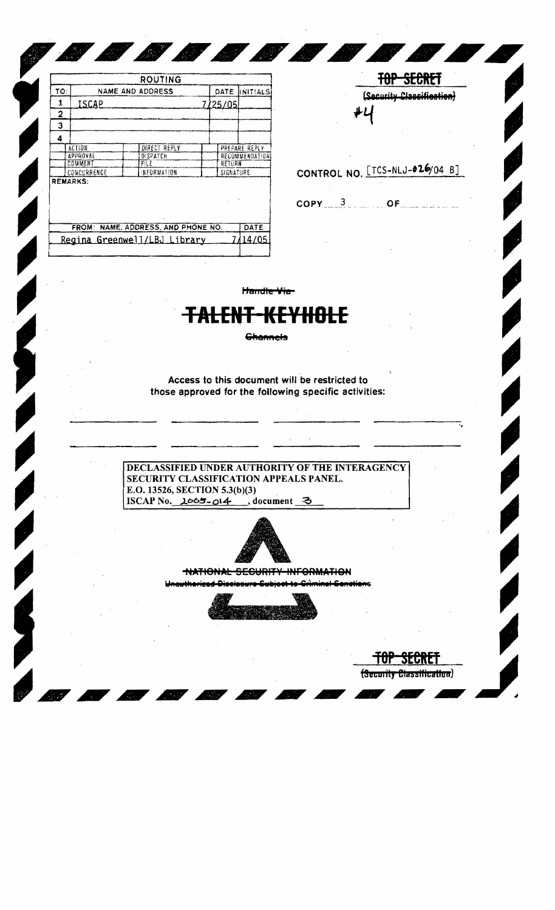| ROUTING | | | |
|---|---|---|---|
| TO: | NAME AND ADDRESS | DATE | INITIALS |
| 1 | ISCAP | 7/25/05 | |
| 2 | | | |
| 3 | | | |
| 4 | | | |

| | | |
|---|---|---|
| ACTION | DIRECT REPLY | PREPARE REPLY |
| APPROVAL | DISPATCH | RECOMMENDATION |
| COMMENT | FILE | RETURN |
| CONCURRENCE | INFORMATION | SIGNATURE |

REMARKS:

| FROM: NAME, ADDRESS, AND PHONE NO. | DATE |
|---|---|
| Regina Greenwell/LBJ Library | 7/14/05 |

~~TOP SECRET~~

~~(Security Classification)~~

#4

CONTROL NO. [TCS-NLJ-026/04 B]

COPY 3 OF

~~Handle Via~~

# ~~TALENT-KEYHOLE~~

~~Channels~~

Access to this document will be restricted to those approved for the following specific activities:

DECLASSIFIED UNDER AUTHORITY OF THE INTERAGENCY SECURITY CLASSIFICATION APPEALS PANEL.
E.O. 13526, SECTION 5.3(b)(3)
ISCAP No. 2005-014, document 3

~~NATIONAL SECURITY INFORMATION~~

~~Unauthorized Disclosure Subject to Criminal Sanctions~~

~~TOP SECRET~~

~~(Security Classification)~~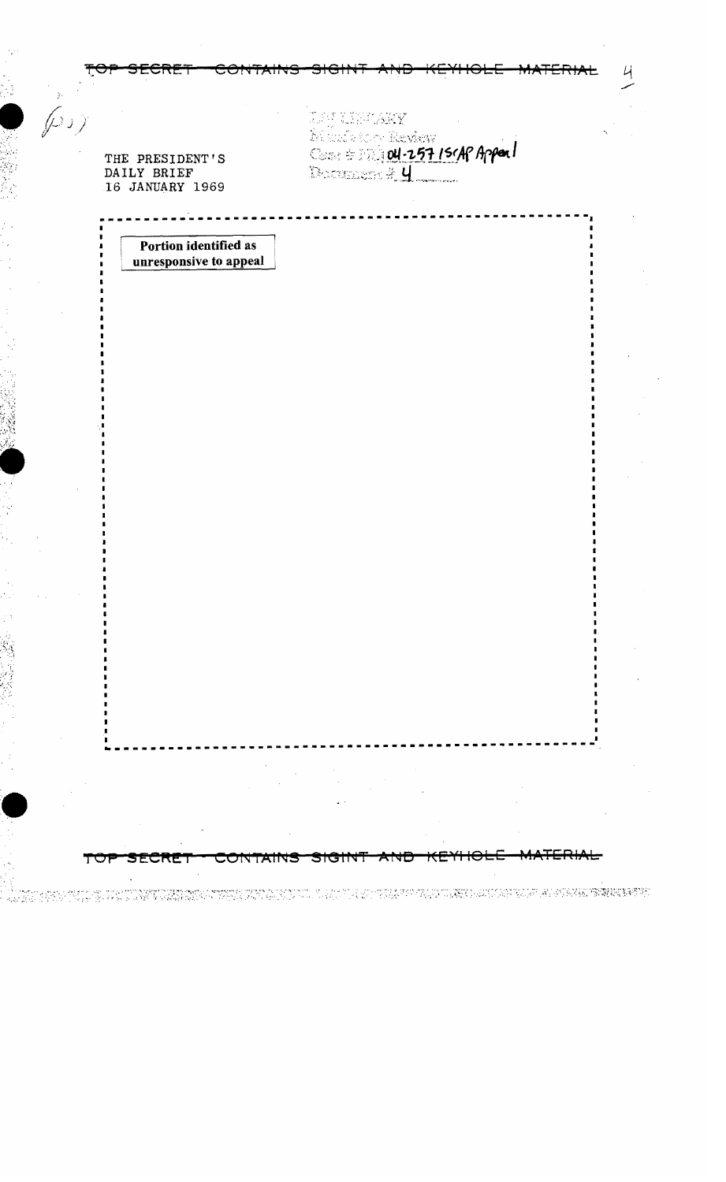TOP SECRET — CONTAINS SIGINT AND KEYHOLE MATERIAL

LBJ LIBRARY
Mandatory Review
Case # NLJ 04-257 ISCAP Appeal
Document # 4

THE PRESIDENT'S
DAILY BRIEF
16 JANUARY 1969

**Portion identified as unresponsive to appeal**

TOP SECRET — CONTAINS SIGINT AND KEYHOLE MATERIAL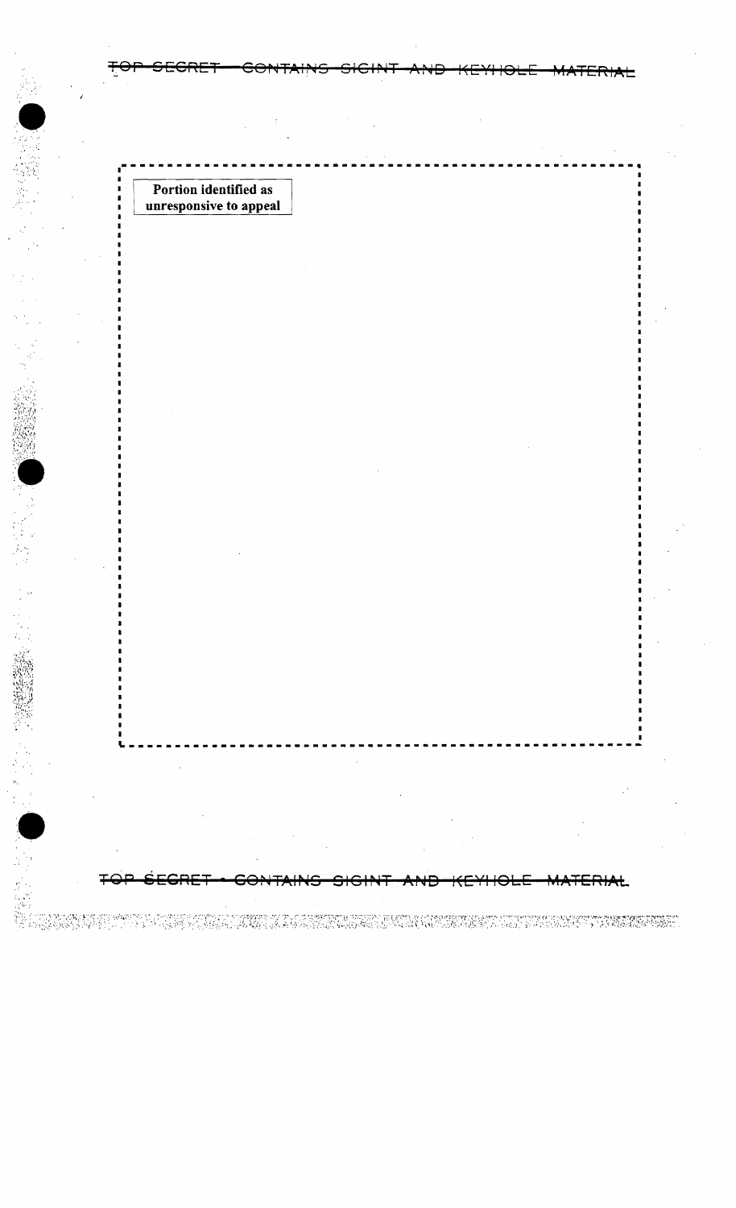Portion identified as unresponsive to appeal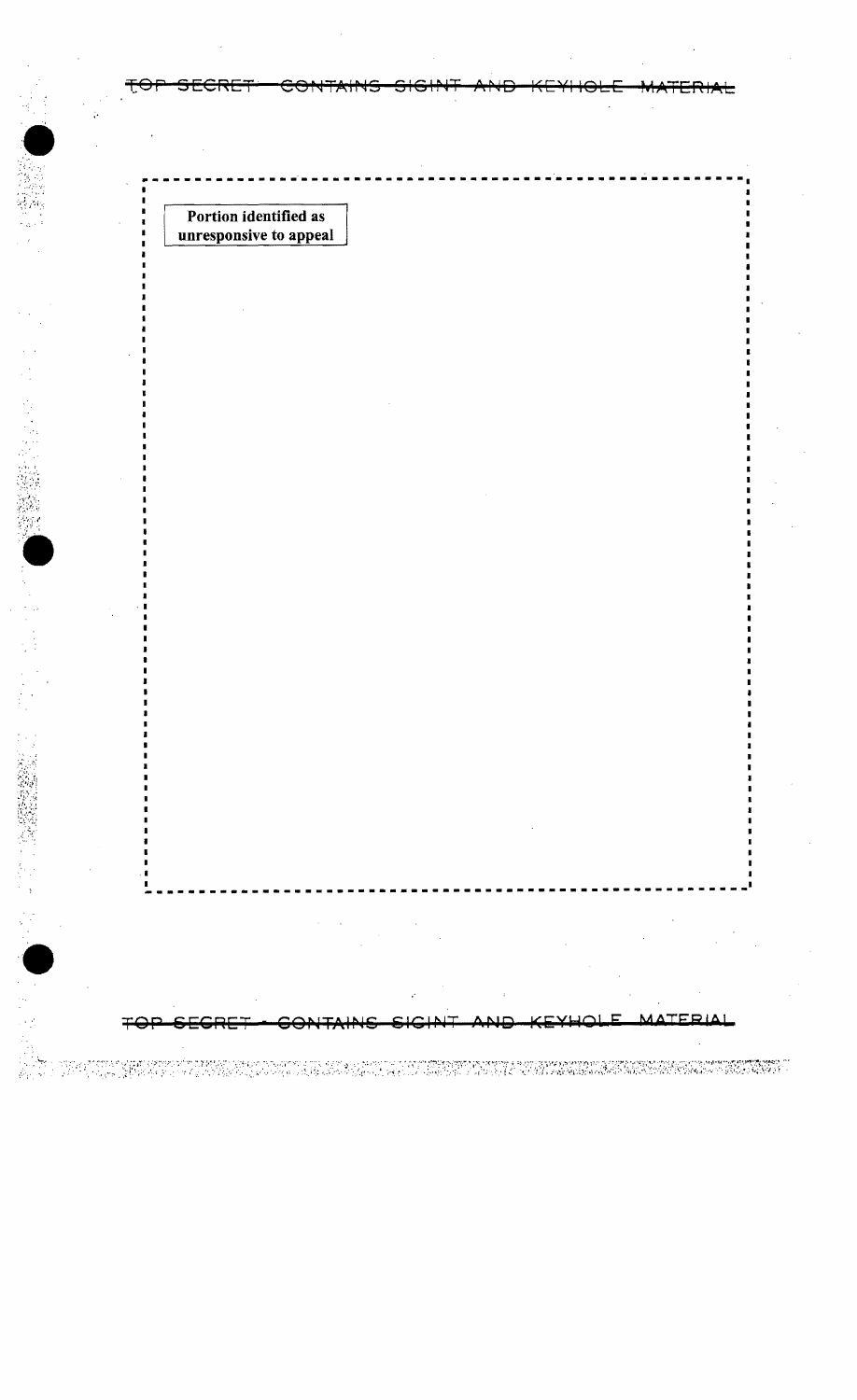Portion identified as unresponsive to appeal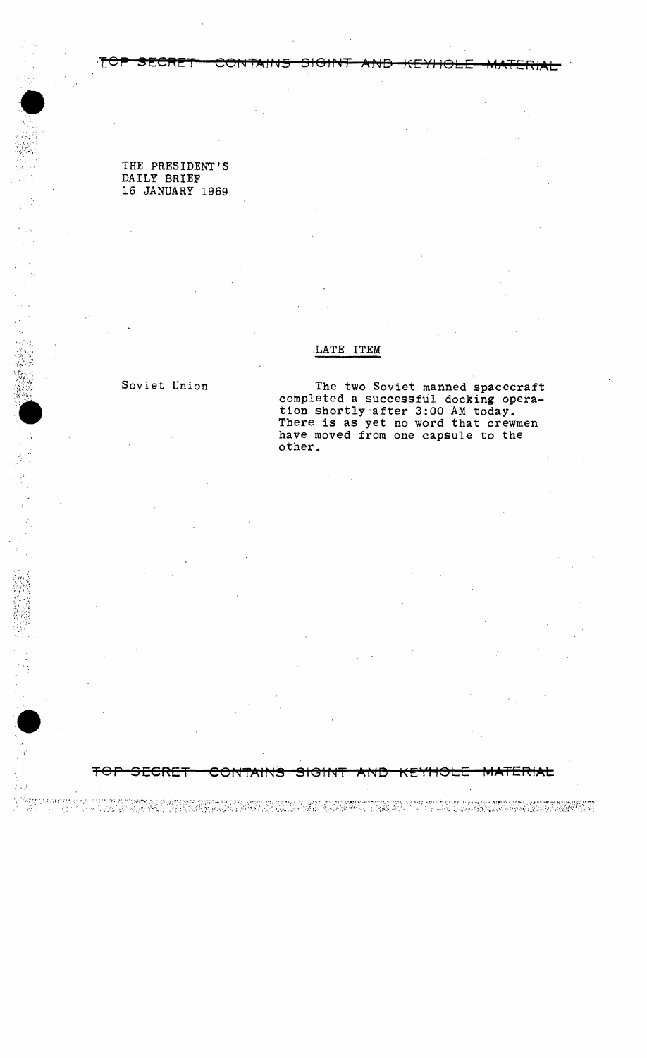THE PRESIDENT'S
DAILY BRIEF
16 JANUARY 1969

## LATE ITEM

Soviet Union

The two Soviet manned spacecraft completed a successful docking operation shortly after 3:00 AM today. There is as yet no word that crewmen have moved from one capsule to the other.